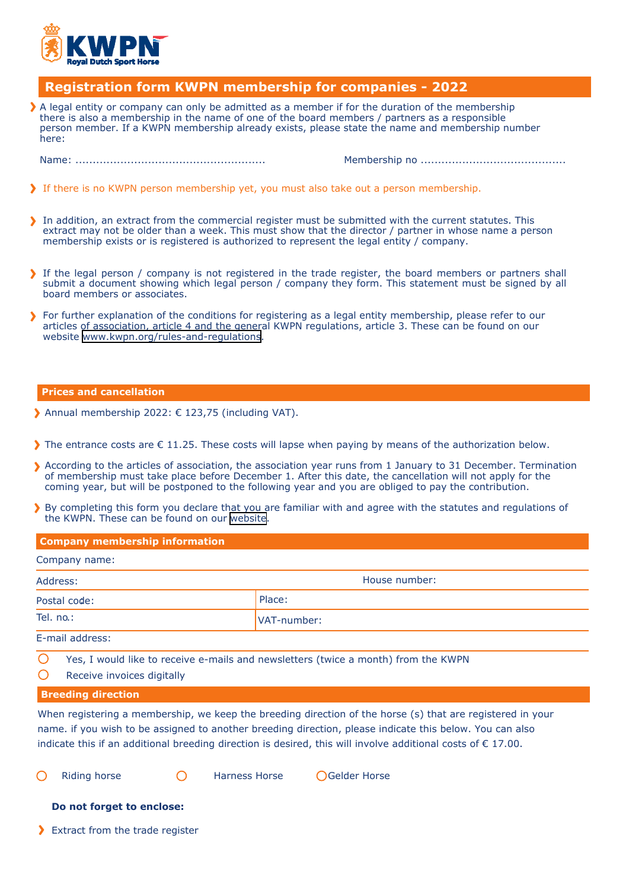KWPN Royal Dutch Sport Horse

# Registration form KWPN membership for companies - 2022

- A legal entity or company can only be admitted as a member if for the duration of the membership there is also a membership in the name of one of the board members / partners as a responsible person member. If a KWPN membership already exists, please state the name and membership number here:

Name: ......................................................   Membership no .........................................

- If there is no KWPN person membership yet, you must also take out a person membership.

- In addition, an extract from the commercial register must be submitted with the current statutes. This extract may not be older than a week. This must show that the director / partner in whose name a person membership exists or is registered is authorized to represent the legal entity / company.

- If the legal person / company is not registered in the trade register, the board members or partners shall submit a document showing which legal person / company they form. This statement must be signed by all board members or associates.

- For further explanation of the conditions for registering as a legal entity membership, please refer to our articles of association, article 4 and the general KWPN regulations, article 3. These can be found on our website www.kwpn.org/rules-and-regulations.

## Prices and cancellation

- Annual membership 2022: € 123,75 (including VAT).

- The entrance costs are € 11.25. These costs will lapse when paying by means of the authorization below.

- According to the articles of association, the association year runs from 1 January to 31 December. Termination of membership must take place before December 1. After this date, the cancellation will not apply for the coming year, but will be postponed to the following year and you are obliged to pay the contribution.

- By completing this form you declare that you are familiar with and agree with the statutes and regulations of the KWPN. These can be found on our website.

## Company membership information

| Company name: | |
|---|---|
| Address: | House number: |
| Postal code: | Place: |
| Tel. no.: | VAT-number: |
| E-mail address: | |

- ○ Yes, I would like to receive e-mails and newsletters (twice a month) from the KWPN
- ○ Receive invoices digitally

## Breeding direction

When registering a membership, we keep the breeding direction of the horse (s) that are registered in your name. if you wish to be assigned to another breeding direction, please indicate this below. You can also indicate this if an additional breeding direction is desired, this will involve additional costs of € 17.00.

○ Riding horse   ○ Harness Horse   ○ Gelder Horse

**Do not forget to enclose:**

- Extract from the trade register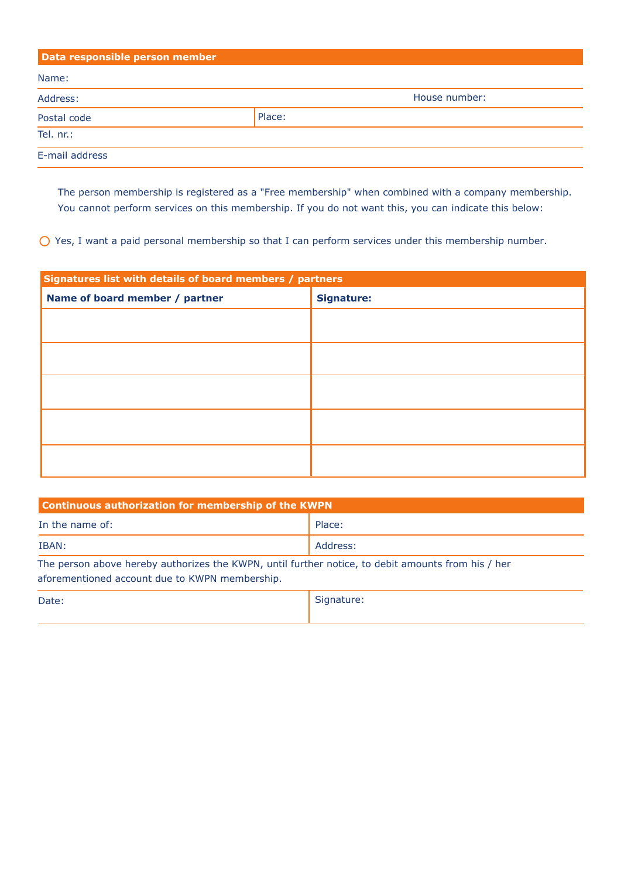## Data responsible person member

Name:

Address: House number:

Postal code Place:

Tel. nr.:

E-mail address

The person membership is registered as a "Free membership" when combined with a company membership. You cannot perform services on this membership. If you do not want this, you can indicate this below:

○ Yes, I want a paid personal membership so that I can perform services under this membership number.

## Signatures list with details of board members / partners

| Name of board member / partner | Signature: |
|---|---|
| | |
| | |
| | |
| | |
| | |

## Continuous authorization for membership of the KWPN

| | |
|---|---|
| In the name of: | Place: |
| IBAN: | Address: |

The person above hereby authorizes the KWPN, until further notice, to debit amounts from his / her aforementioned account due to KWPN membership.

| | |
|---|---|
| Date: | Signature: |